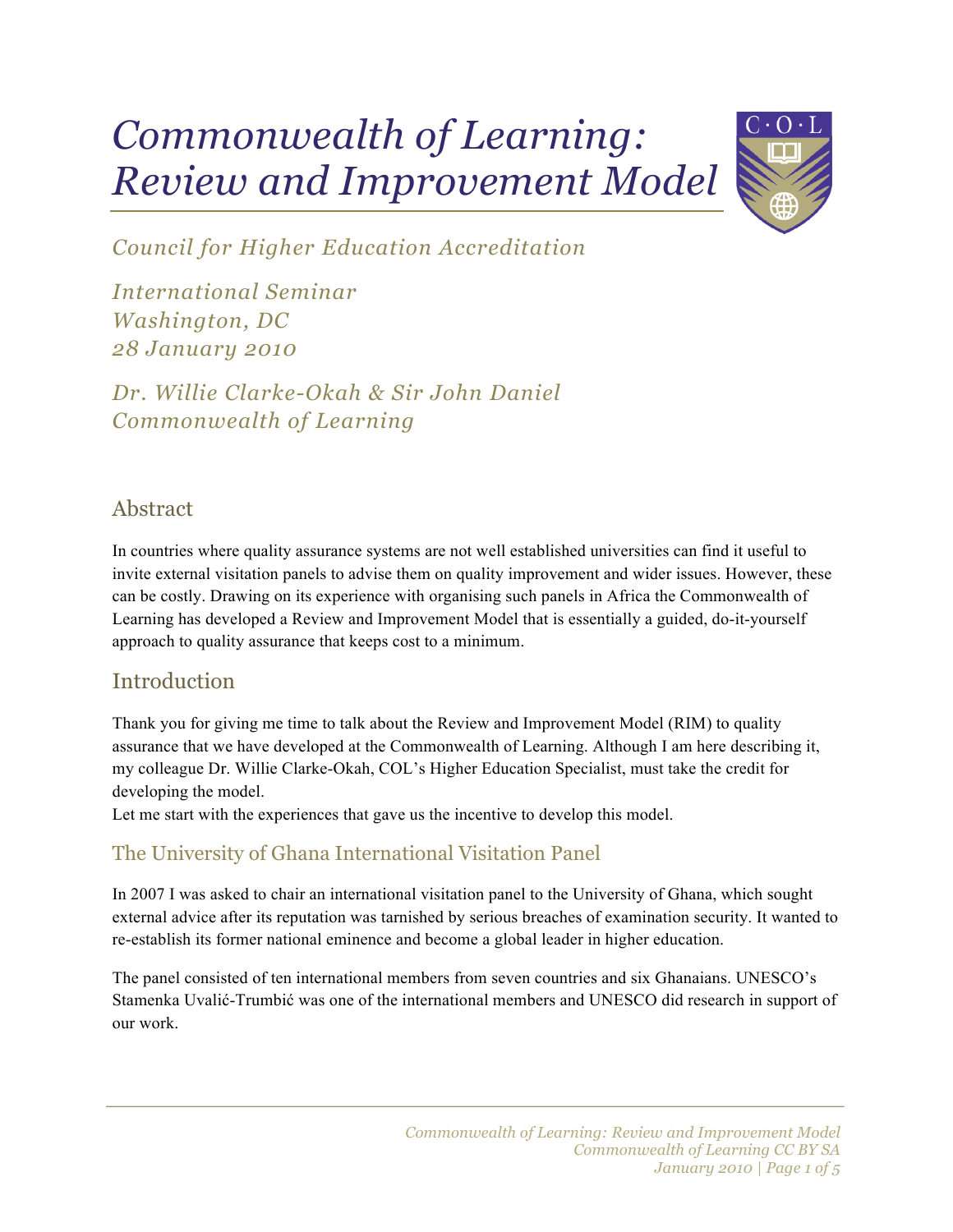# Commonwealth of Learning: Review and Improvement Model

*Council for Higher Education Accreditation*

*International Seminar*
*Washington, DC*
*28 January 2010*

*Dr. Willie Clarke-Okah & Sir John Daniel*
*Commonwealth of Learning*

## Abstract

In countries where quality assurance systems are not well established universities can find it useful to invite external visitation panels to advise them on quality improvement and wider issues. However, these can be costly. Drawing on its experience with organising such panels in Africa the Commonwealth of Learning has developed a Review and Improvement Model that is essentially a guided, do-it-yourself approach to quality assurance that keeps cost to a minimum.

## Introduction

Thank you for giving me time to talk about the Review and Improvement Model (RIM) to quality assurance that we have developed at the Commonwealth of Learning. Although I am here describing it, my colleague Dr. Willie Clarke-Okah, COL's Higher Education Specialist, must take the credit for developing the model.

Let me start with the experiences that gave us the incentive to develop this model.

### The University of Ghana International Visitation Panel

In 2007 I was asked to chair an international visitation panel to the University of Ghana, which sought external advice after its reputation was tarnished by serious breaches of examination security. It wanted to re-establish its former national eminence and become a global leader in higher education.

The panel consisted of ten international members from seven countries and six Ghanaians. UNESCO's Stamenka Uvalić-Trumbić was one of the international members and UNESCO did research in support of our work.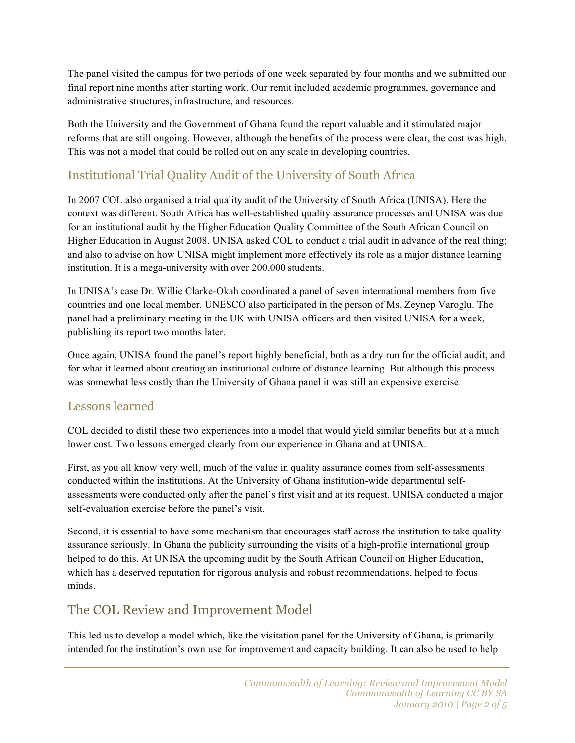The panel visited the campus for two periods of one week separated by four months and we submitted our final report nine months after starting work. Our remit included academic programmes, governance and administrative structures, infrastructure, and resources.

Both the University and the Government of Ghana found the report valuable and it stimulated major reforms that are still ongoing. However, although the benefits of the process were clear, the cost was high. This was not a model that could be rolled out on any scale in developing countries.

## Institutional Trial Quality Audit of the University of South Africa

In 2007 COL also organised a trial quality audit of the University of South Africa (UNISA). Here the context was different. South Africa has well-established quality assurance processes and UNISA was due for an institutional audit by the Higher Education Quality Committee of the South African Council on Higher Education in August 2008. UNISA asked COL to conduct a trial audit in advance of the real thing; and also to advise on how UNISA might implement more effectively its role as a major distance learning institution. It is a mega-university with over 200,000 students.

In UNISA's case Dr. Willie Clarke-Okah coordinated a panel of seven international members from five countries and one local member. UNESCO also participated in the person of Ms. Zeynep Varoglu. The panel had a preliminary meeting in the UK with UNISA officers and then visited UNISA for a week, publishing its report two months later.

Once again, UNISA found the panel's report highly beneficial, both as a dry run for the official audit, and for what it learned about creating an institutional culture of distance learning. But although this process was somewhat less costly than the University of Ghana panel it was still an expensive exercise.

## Lessons learned

COL decided to distil these two experiences into a model that would yield similar benefits but at a much lower cost. Two lessons emerged clearly from our experience in Ghana and at UNISA.

First, as you all know very well, much of the value in quality assurance comes from self-assessments conducted within the institutions. At the University of Ghana institution-wide departmental self-assessments were conducted only after the panel's first visit and at its request. UNISA conducted a major self-evaluation exercise before the panel's visit.

Second, it is essential to have some mechanism that encourages staff across the institution to take quality assurance seriously. In Ghana the publicity surrounding the visits of a high-profile international group helped to do this. At UNISA the upcoming audit by the South African Council on Higher Education, which has a deserved reputation for rigorous analysis and robust recommendations, helped to focus minds.

# The COL Review and Improvement Model

This led us to develop a model which, like the visitation panel for the University of Ghana, is primarily intended for the institution's own use for improvement and capacity building. It can also be used to help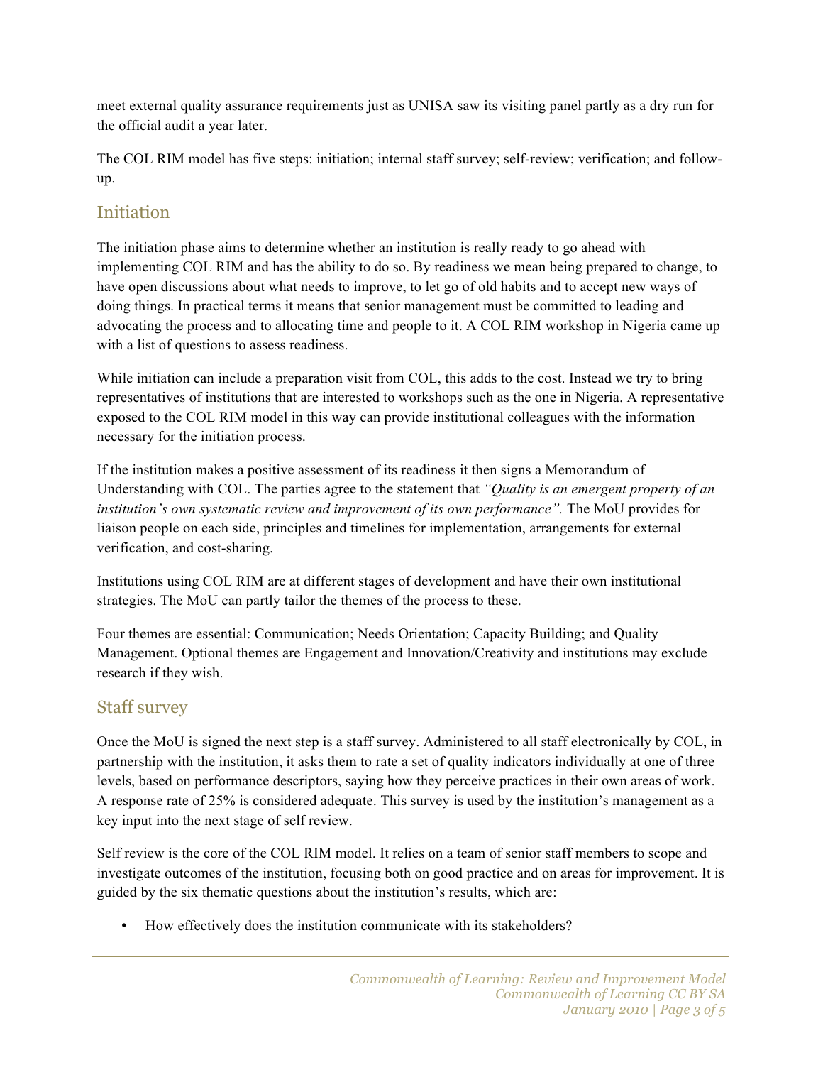meet external quality assurance requirements just as UNISA saw its visiting panel partly as a dry run for the official audit a year later.

The COL RIM model has five steps: initiation; internal staff survey; self-review; verification; and follow-up.

## Initiation

The initiation phase aims to determine whether an institution is really ready to go ahead with implementing COL RIM and has the ability to do so. By readiness we mean being prepared to change, to have open discussions about what needs to improve, to let go of old habits and to accept new ways of doing things. In practical terms it means that senior management must be committed to leading and advocating the process and to allocating time and people to it. A COL RIM workshop in Nigeria came up with a list of questions to assess readiness.

While initiation can include a preparation visit from COL, this adds to the cost. Instead we try to bring representatives of institutions that are interested to workshops such as the one in Nigeria. A representative exposed to the COL RIM model in this way can provide institutional colleagues with the information necessary for the initiation process.

If the institution makes a positive assessment of its readiness it then signs a Memorandum of Understanding with COL. The parties agree to the statement that *"Quality is an emergent property of an institution's own systematic review and improvement of its own performance".* The MoU provides for liaison people on each side, principles and timelines for implementation, arrangements for external verification, and cost-sharing.

Institutions using COL RIM are at different stages of development and have their own institutional strategies. The MoU can partly tailor the themes of the process to these.

Four themes are essential: Communication; Needs Orientation; Capacity Building; and Quality Management. Optional themes are Engagement and Innovation/Creativity and institutions may exclude research if they wish.

## Staff survey

Once the MoU is signed the next step is a staff survey. Administered to all staff electronically by COL, in partnership with the institution, it asks them to rate a set of quality indicators individually at one of three levels, based on performance descriptors, saying how they perceive practices in their own areas of work. A response rate of 25% is considered adequate. This survey is used by the institution's management as a key input into the next stage of self review.

Self review is the core of the COL RIM model. It relies on a team of senior staff members to scope and investigate outcomes of the institution, focusing both on good practice and on areas for improvement. It is guided by the six thematic questions about the institution's results, which are:

- How effectively does the institution communicate with its stakeholders?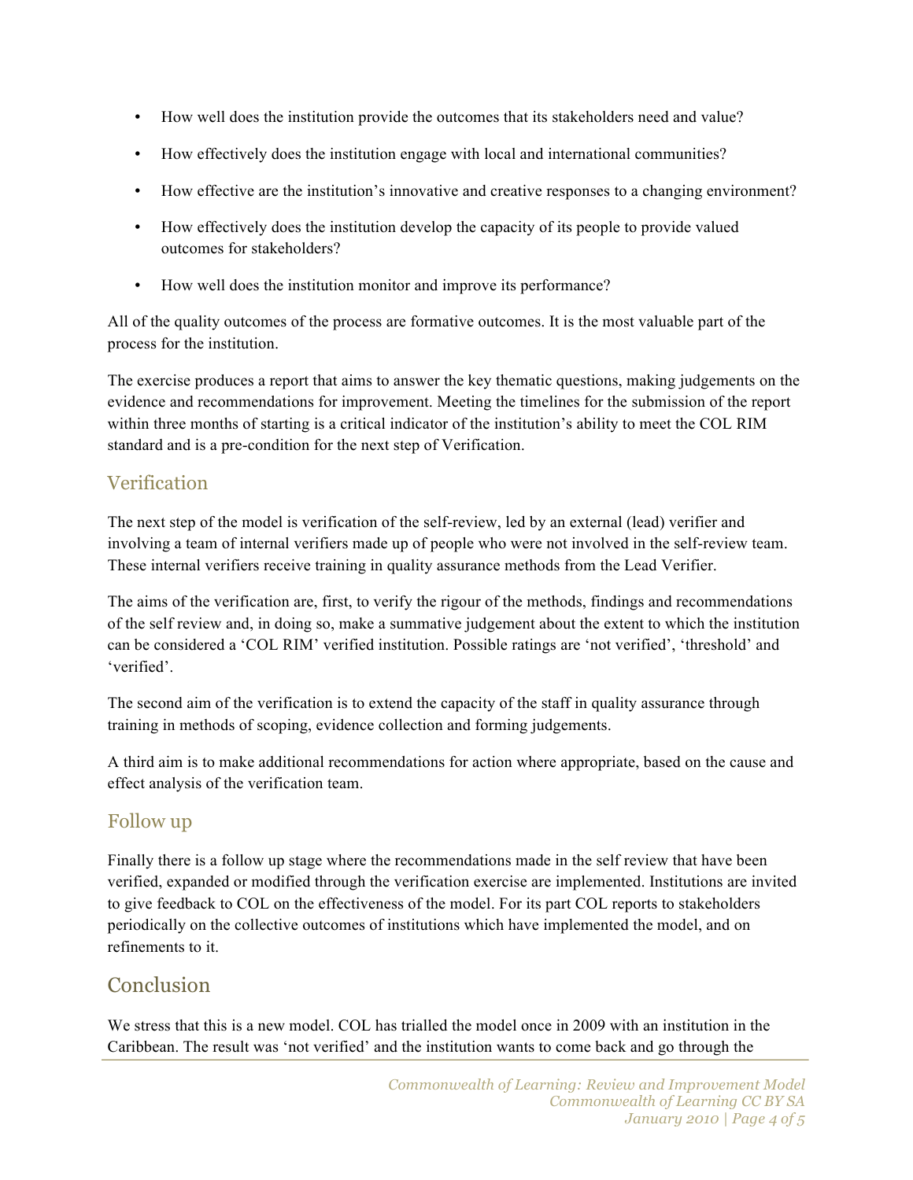- How well does the institution provide the outcomes that its stakeholders need and value?
- How effectively does the institution engage with local and international communities?
- How effective are the institution's innovative and creative responses to a changing environment?
- How effectively does the institution develop the capacity of its people to provide valued outcomes for stakeholders?
- How well does the institution monitor and improve its performance?

All of the quality outcomes of the process are formative outcomes. It is the most valuable part of the process for the institution.

The exercise produces a report that aims to answer the key thematic questions, making judgements on the evidence and recommendations for improvement. Meeting the timelines for the submission of the report within three months of starting is a critical indicator of the institution's ability to meet the COL RIM standard and is a pre-condition for the next step of Verification.

## Verification

The next step of the model is verification of the self-review, led by an external (lead) verifier and involving a team of internal verifiers made up of people who were not involved in the self-review team. These internal verifiers receive training in quality assurance methods from the Lead Verifier.

The aims of the verification are, first, to verify the rigour of the methods, findings and recommendations of the self review and, in doing so, make a summative judgement about the extent to which the institution can be considered a 'COL RIM' verified institution. Possible ratings are 'not verified', 'threshold' and 'verified'.

The second aim of the verification is to extend the capacity of the staff in quality assurance through training in methods of scoping, evidence collection and forming judgements.

A third aim is to make additional recommendations for action where appropriate, based on the cause and effect analysis of the verification team.

## Follow up

Finally there is a follow up stage where the recommendations made in the self review that have been verified, expanded or modified through the verification exercise are implemented. Institutions are invited to give feedback to COL on the effectiveness of the model. For its part COL reports to stakeholders periodically on the collective outcomes of institutions which have implemented the model, and on refinements to it.

## Conclusion

We stress that this is a new model. COL has trialled the model once in 2009 with an institution in the Caribbean. The result was 'not verified' and the institution wants to come back and go through the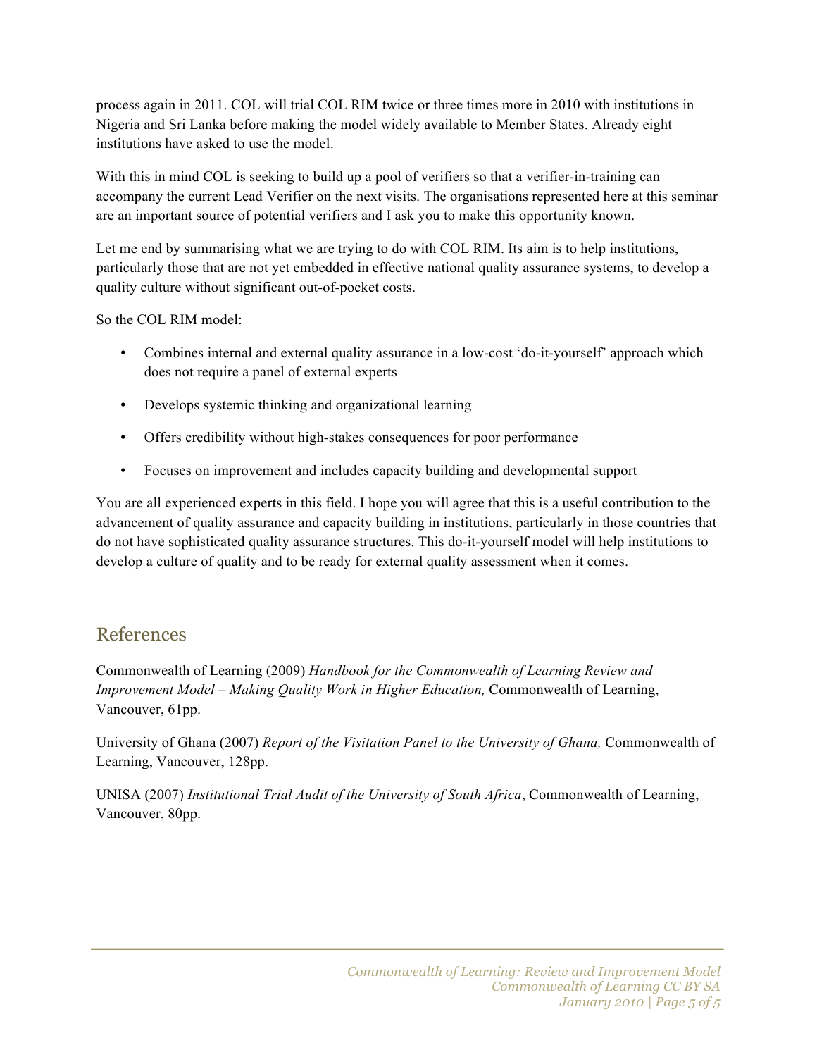process again in 2011. COL will trial COL RIM twice or three times more in 2010 with institutions in Nigeria and Sri Lanka before making the model widely available to Member States. Already eight institutions have asked to use the model.

With this in mind COL is seeking to build up a pool of verifiers so that a verifier-in-training can accompany the current Lead Verifier on the next visits. The organisations represented here at this seminar are an important source of potential verifiers and I ask you to make this opportunity known.

Let me end by summarising what we are trying to do with COL RIM. Its aim is to help institutions, particularly those that are not yet embedded in effective national quality assurance systems, to develop a quality culture without significant out-of-pocket costs.

So the COL RIM model:

- Combines internal and external quality assurance in a low-cost 'do-it-yourself' approach which does not require a panel of external experts
- Develops systemic thinking and organizational learning
- Offers credibility without high-stakes consequences for poor performance
- Focuses on improvement and includes capacity building and developmental support

You are all experienced experts in this field. I hope you will agree that this is a useful contribution to the advancement of quality assurance and capacity building in institutions, particularly in those countries that do not have sophisticated quality assurance structures. This do-it-yourself model will help institutions to develop a culture of quality and to be ready for external quality assessment when it comes.

## References

Commonwealth of Learning (2009) *Handbook for the Commonwealth of Learning Review and Improvement Model – Making Quality Work in Higher Education,* Commonwealth of Learning, Vancouver, 61pp.

University of Ghana (2007) *Report of the Visitation Panel to the University of Ghana,* Commonwealth of Learning, Vancouver, 128pp.

UNISA (2007) *Institutional Trial Audit of the University of South Africa*, Commonwealth of Learning, Vancouver, 80pp.